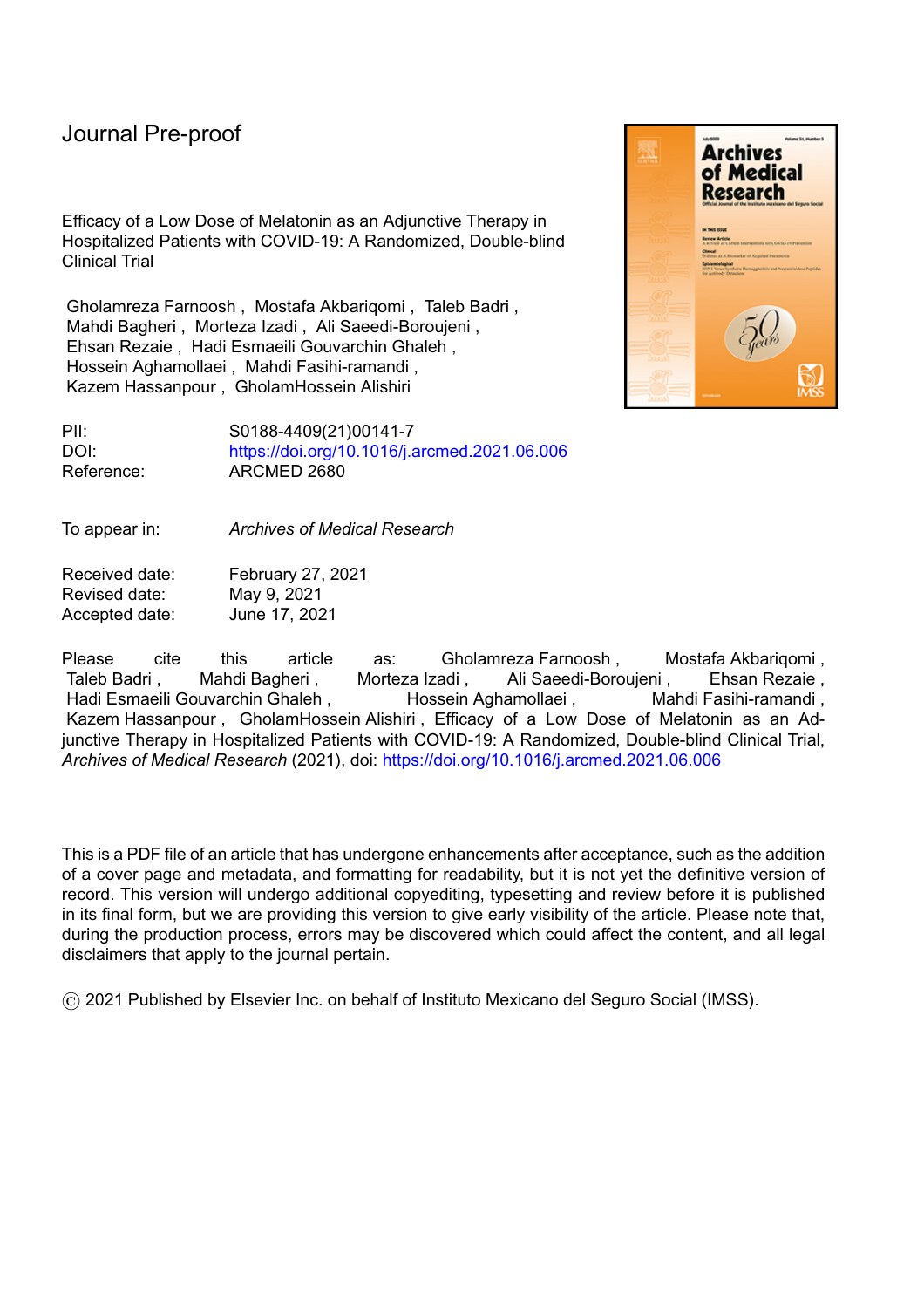Journal Pre-proof

Efficacy of a Low Dose of Melatonin as an Adjunctive Therapy in Hospitalized Patients with COVID-19: A Randomized, Double-blind Clinical Trial

Gholamreza Farnoosh , Mostafa Akbariqomi , Taleb Badri , Mahdi Bagheri , Morteza Izadi , Ali Saeedi-Boroujeni , Ehsan Rezaie , Hadi Esmaeili Gouvarchin Ghaleh , Hossein Aghamollaei , Mahdi Fasihi-ramandi , Kazem Hassanpour , GholamHossein Alishiri

| | |
|---|---|
| PII: | S0188-4409(21)00141-7 |
| DOI: | https://doi.org/10.1016/j.arcmed.2021.06.006 |
| Reference: | ARCMED 2680 |

| | |
|---|---|
| To appear in: | *Archives of Medical Research* |

| | |
|---|---|
| Received date: | February 27, 2021 |
| Revised date: | May 9, 2021 |
| Accepted date: | June 17, 2021 |

Please cite this article as: Gholamreza Farnoosh , Mostafa Akbariqomi , Taleb Badri , Mahdi Bagheri , Morteza Izadi , Ali Saeedi-Boroujeni , Ehsan Rezaie , Hadi Esmaeili Gouvarchin Ghaleh , Hossein Aghamollaei , Mahdi Fasihi-ramandi , Kazem Hassanpour , GholamHossein Alishiri , Efficacy of a Low Dose of Melatonin as an Adjunctive Therapy in Hospitalized Patients with COVID-19: A Randomized, Double-blind Clinical Trial, *Archives of Medical Research* (2021), doi: https://doi.org/10.1016/j.arcmed.2021.06.006

This is a PDF file of an article that has undergone enhancements after acceptance, such as the addition of a cover page and metadata, and formatting for readability, but it is not yet the definitive version of record. This version will undergo additional copyediting, typesetting and review before it is published in its final form, but we are providing this version to give early visibility of the article. Please note that, during the production process, errors may be discovered which could affect the content, and all legal disclaimers that apply to the journal pertain.

© 2021 Published by Elsevier Inc. on behalf of Instituto Mexicano del Seguro Social (IMSS).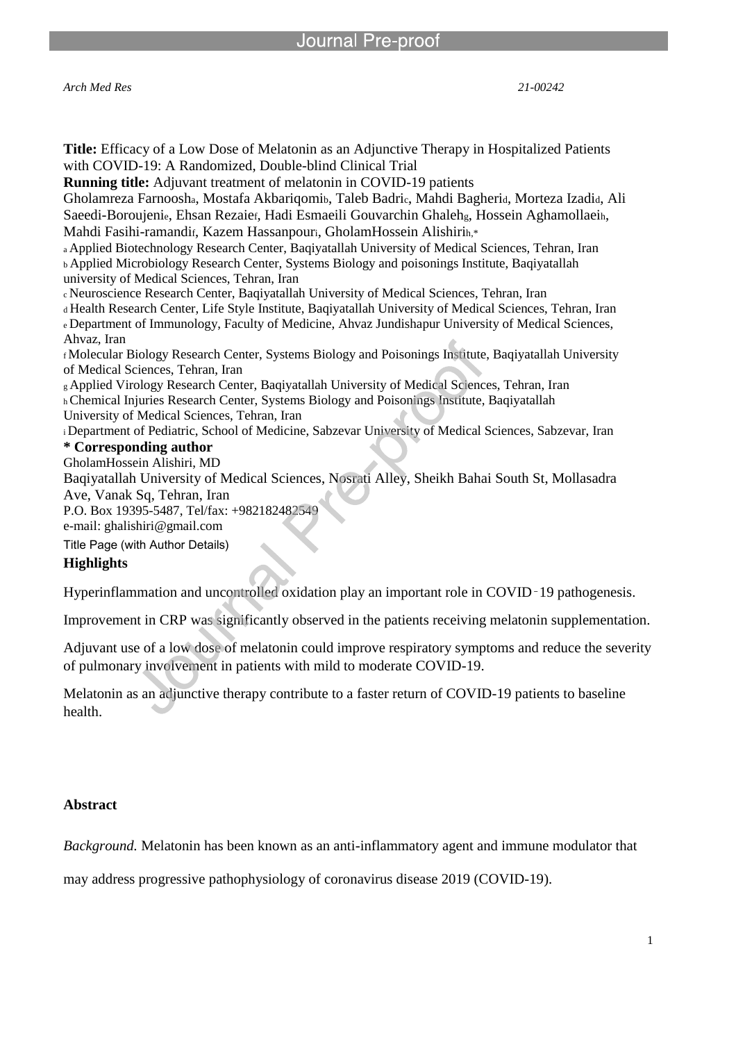*Arch Med Res* 21-00242

**Title:** Efficacy of a Low Dose of Melatonin as an Adjunctive Therapy in Hospitalized Patients with COVID-19: A Randomized, Double-blind Clinical Trial

**Running title:** Adjuvant treatment of melatonin in COVID-19 patients

Gholamreza Farnoosh[a], Mostafa Akbariqomi[b], Taleb Badri[c], Mahdi Bagheri[d], Morteza Izadi[d], Ali Saeedi-Boroujeni[e], Ehsan Rezaie[f], Hadi Esmaeili Gouvarchin Ghaleh[g], Hossein Aghamollaei[h], Mahdi Fasihi-ramandi[f], Kazem Hassanpour[i], GholamHossein Alishiri[h,*]

[a] Applied Biotechnology Research Center, Baqiyatallah University of Medical Sciences, Tehran, Iran
[b] Applied Microbiology Research Center, Systems Biology and poisonings Institute, Baqiyatallah university of Medical Sciences, Tehran, Iran
[c] Neuroscience Research Center, Baqiyatallah University of Medical Sciences, Tehran, Iran
[d] Health Research Center, Life Style Institute, Baqiyatallah University of Medical Sciences, Tehran, Iran
[e] Department of Immunology, Faculty of Medicine, Ahvaz Jundishapur University of Medical Sciences, Ahvaz, Iran
[f] Molecular Biology Research Center, Systems Biology and Poisonings Institute, Baqiyatallah University of Medical Sciences, Tehran, Iran
[g] Applied Virology Research Center, Baqiyatallah University of Medical Sciences, Tehran, Iran
[h] Chemical Injuries Research Center, Systems Biology and Poisonings Institute, Baqiyatallah University of Medical Sciences, Tehran, Iran
[i] Department of Pediatric, School of Medicine, Sabzevar University of Medical Sciences, Sabzevar, Iran

**\* Corresponding author**
GholamHossein Alishiri, MD
Baqiyatallah University of Medical Sciences, Nosrati Alley, Sheikh Bahai South St, Mollasadra Ave, Vanak Sq, Tehran, Iran
P.O. Box 19395-5487, Tel/fax: +982182482549
e-mail: ghalishiri@gmail.com

Title Page (with Author Details)

**Highlights**

Hyperinflammation and uncontrolled oxidation play an important role in COVID‑19 pathogenesis.

Improvement in CRP was significantly observed in the patients receiving melatonin supplementation.

Adjuvant use of a low dose of melatonin could improve respiratory symptoms and reduce the severity of pulmonary involvement in patients with mild to moderate COVID-19.

Melatonin as an adjunctive therapy contribute to a faster return of COVID-19 patients to baseline health.

**Abstract**

*Background.* Melatonin has been known as an anti-inflammatory agent and immune modulator that may address progressive pathophysiology of coronavirus disease 2019 (COVID-19).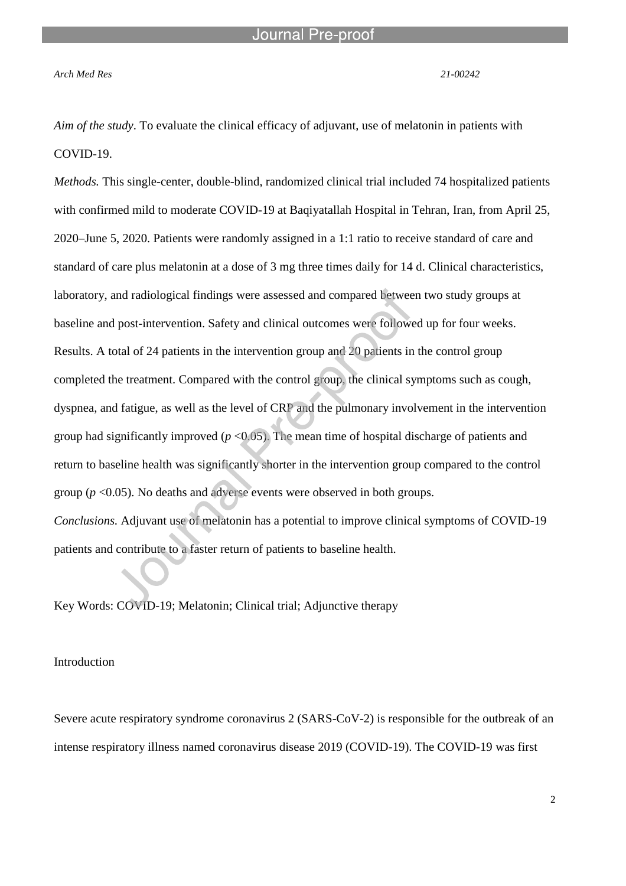*Aim of the study*. To evaluate the clinical efficacy of adjuvant, use of melatonin in patients with COVID-19.

*Methods.* This single-center, double-blind, randomized clinical trial included 74 hospitalized patients with confirmed mild to moderate COVID-19 at Baqiyatallah Hospital in Tehran, Iran, from April 25, 2020–June 5, 2020. Patients were randomly assigned in a 1:1 ratio to receive standard of care and standard of care plus melatonin at a dose of 3 mg three times daily for 14 d. Clinical characteristics, laboratory, and radiological findings were assessed and compared between two study groups at baseline and post-intervention. Safety and clinical outcomes were followed up for four weeks.

Results. A total of 24 patients in the intervention group and 20 patients in the control group completed the treatment. Compared with the control group, the clinical symptoms such as cough, dyspnea, and fatigue, as well as the level of CRP and the pulmonary involvement in the intervention group had significantly improved ($p$ <0.05). The mean time of hospital discharge of patients and return to baseline health was significantly shorter in the intervention group compared to the control group ($p$ <0.05). No deaths and adverse events were observed in both groups.

*Conclusions.* Adjuvant use of melatonin has a potential to improve clinical symptoms of COVID-19 patients and contribute to a faster return of patients to baseline health.

Key Words: COVID-19; Melatonin; Clinical trial; Adjunctive therapy

## Introduction

Severe acute respiratory syndrome coronavirus 2 (SARS-CoV-2) is responsible for the outbreak of an intense respiratory illness named coronavirus disease 2019 (COVID-19). The COVID-19 was first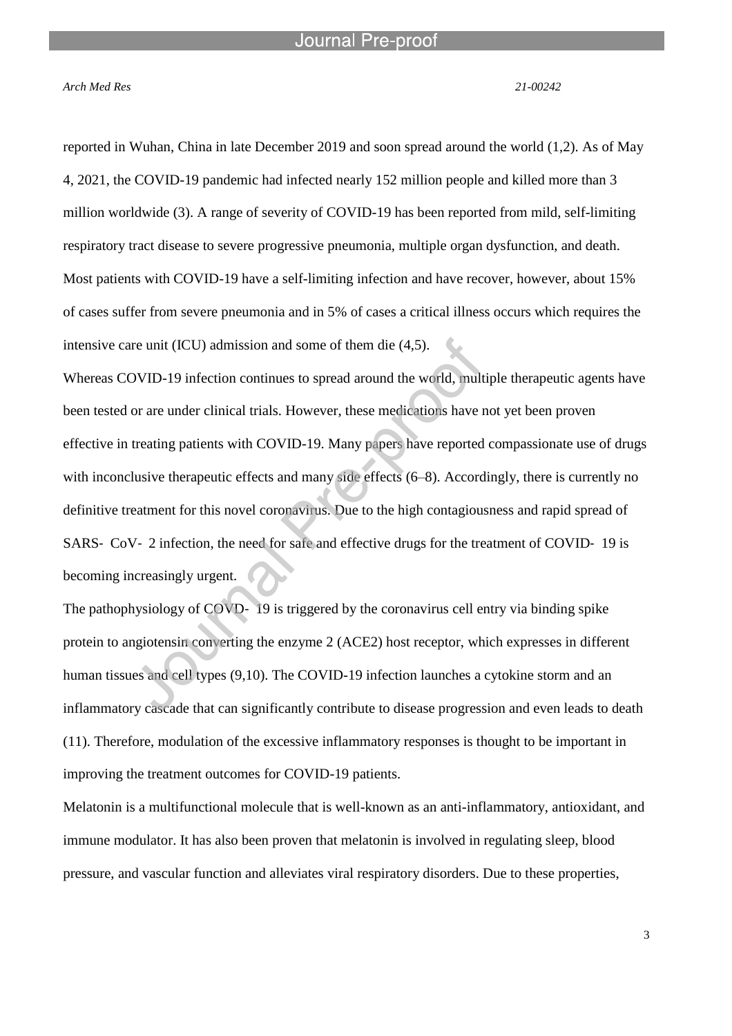reported in Wuhan, China in late December 2019 and soon spread around the world (1,2). As of May 4, 2021, the COVID-19 pandemic had infected nearly 152 million people and killed more than 3 million worldwide (3). A range of severity of COVID-19 has been reported from mild, self-limiting respiratory tract disease to severe progressive pneumonia, multiple organ dysfunction, and death. Most patients with COVID-19 have a self-limiting infection and have recover, however, about 15% of cases suffer from severe pneumonia and in 5% of cases a critical illness occurs which requires the intensive care unit (ICU) admission and some of them die (4,5).

Whereas COVID-19 infection continues to spread around the world, multiple therapeutic agents have been tested or are under clinical trials. However, these medications have not yet been proven effective in treating patients with COVID-19. Many papers have reported compassionate use of drugs with inconclusive therapeutic effects and many side effects (6–8). Accordingly, there is currently no definitive treatment for this novel coronavirus. Due to the high contagiousness and rapid spread of SARS- CoV- 2 infection, the need for safe and effective drugs for the treatment of COVID- 19 is becoming increasingly urgent.

The pathophysiology of COVD- 19 is triggered by the coronavirus cell entry via binding spike protein to angiotensin converting the enzyme 2 (ACE2) host receptor, which expresses in different human tissues and cell types (9,10). The COVID-19 infection launches a cytokine storm and an inflammatory cascade that can significantly contribute to disease progression and even leads to death (11). Therefore, modulation of the excessive inflammatory responses is thought to be important in improving the treatment outcomes for COVID-19 patients.

Melatonin is a multifunctional molecule that is well-known as an anti-inflammatory, antioxidant, and immune modulator. It has also been proven that melatonin is involved in regulating sleep, blood pressure, and vascular function and alleviates viral respiratory disorders. Due to these properties,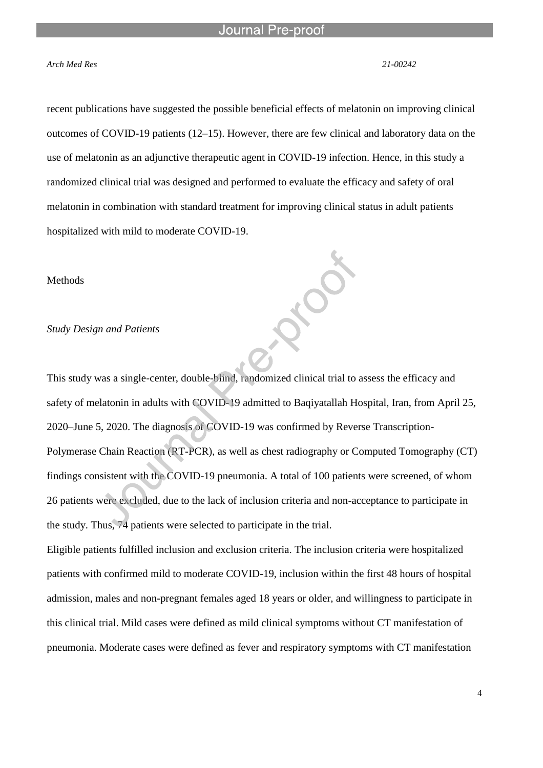recent publications have suggested the possible beneficial effects of melatonin on improving clinical outcomes of COVID-19 patients (12–15). However, there are few clinical and laboratory data on the use of melatonin as an adjunctive therapeutic agent in COVID-19 infection. Hence, in this study a randomized clinical trial was designed and performed to evaluate the efficacy and safety of oral melatonin in combination with standard treatment for improving clinical status in adult patients hospitalized with mild to moderate COVID-19.

## Methods

### *Study Design and Patients*

This study was a single-center, double-blind, randomized clinical trial to assess the efficacy and safety of melatonin in adults with COVID-19 admitted to Baqiyatallah Hospital, Iran, from April 25, 2020–June 5, 2020. The diagnosis of COVID-19 was confirmed by Reverse Transcription-Polymerase Chain Reaction (RT-PCR), as well as chest radiography or Computed Tomography (CT) findings consistent with the COVID-19 pneumonia. A total of 100 patients were screened, of whom 26 patients were excluded, due to the lack of inclusion criteria and non-acceptance to participate in the study. Thus, 74 patients were selected to participate in the trial.

Eligible patients fulfilled inclusion and exclusion criteria. The inclusion criteria were hospitalized patients with confirmed mild to moderate COVID-19, inclusion within the first 48 hours of hospital admission, males and non-pregnant females aged 18 years or older, and willingness to participate in this clinical trial. Mild cases were defined as mild clinical symptoms without CT manifestation of pneumonia. Moderate cases were defined as fever and respiratory symptoms with CT manifestation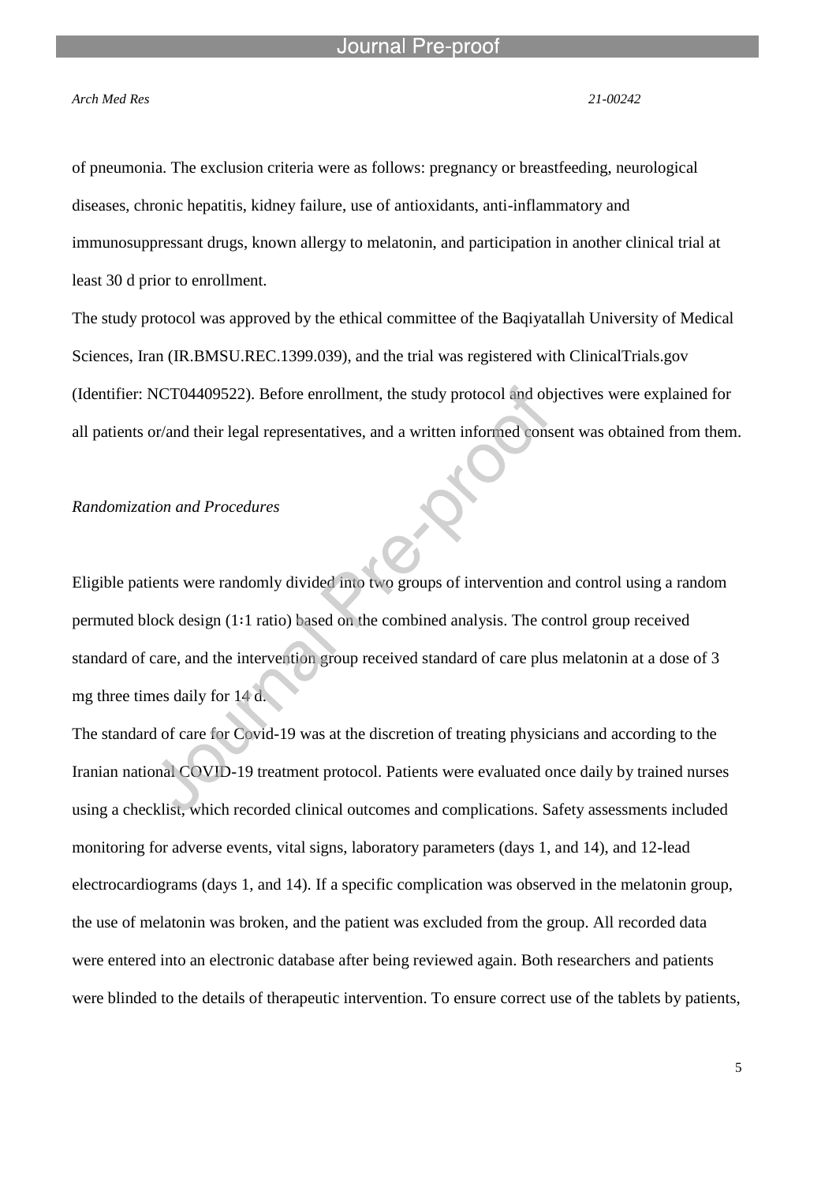of pneumonia. The exclusion criteria were as follows: pregnancy or breastfeeding, neurological diseases, chronic hepatitis, kidney failure, use of antioxidants, anti-inflammatory and immunosuppressant drugs, known allergy to melatonin, and participation in another clinical trial at least 30 d prior to enrollment.

The study protocol was approved by the ethical committee of the Baqiyatallah University of Medical Sciences, Iran (IR.BMSU.REC.1399.039), and the trial was registered with ClinicalTrials.gov (Identifier: NCT04409522). Before enrollment, the study protocol and objectives were explained for all patients or/and their legal representatives, and a written informed consent was obtained from them.

*Randomization and Procedures*

Eligible patients were randomly divided into two groups of intervention and control using a random permuted block design (1:1 ratio) based on the combined analysis. The control group received standard of care, and the intervention group received standard of care plus melatonin at a dose of 3 mg three times daily for 14 d.

The standard of care for Covid-19 was at the discretion of treating physicians and according to the Iranian national COVID-19 treatment protocol. Patients were evaluated once daily by trained nurses using a checklist, which recorded clinical outcomes and complications. Safety assessments included monitoring for adverse events, vital signs, laboratory parameters (days 1, and 14), and 12-lead electrocardiograms (days 1, and 14). If a specific complication was observed in the melatonin group, the use of melatonin was broken, and the patient was excluded from the group. All recorded data were entered into an electronic database after being reviewed again. Both researchers and patients were blinded to the details of therapeutic intervention. To ensure correct use of the tablets by patients,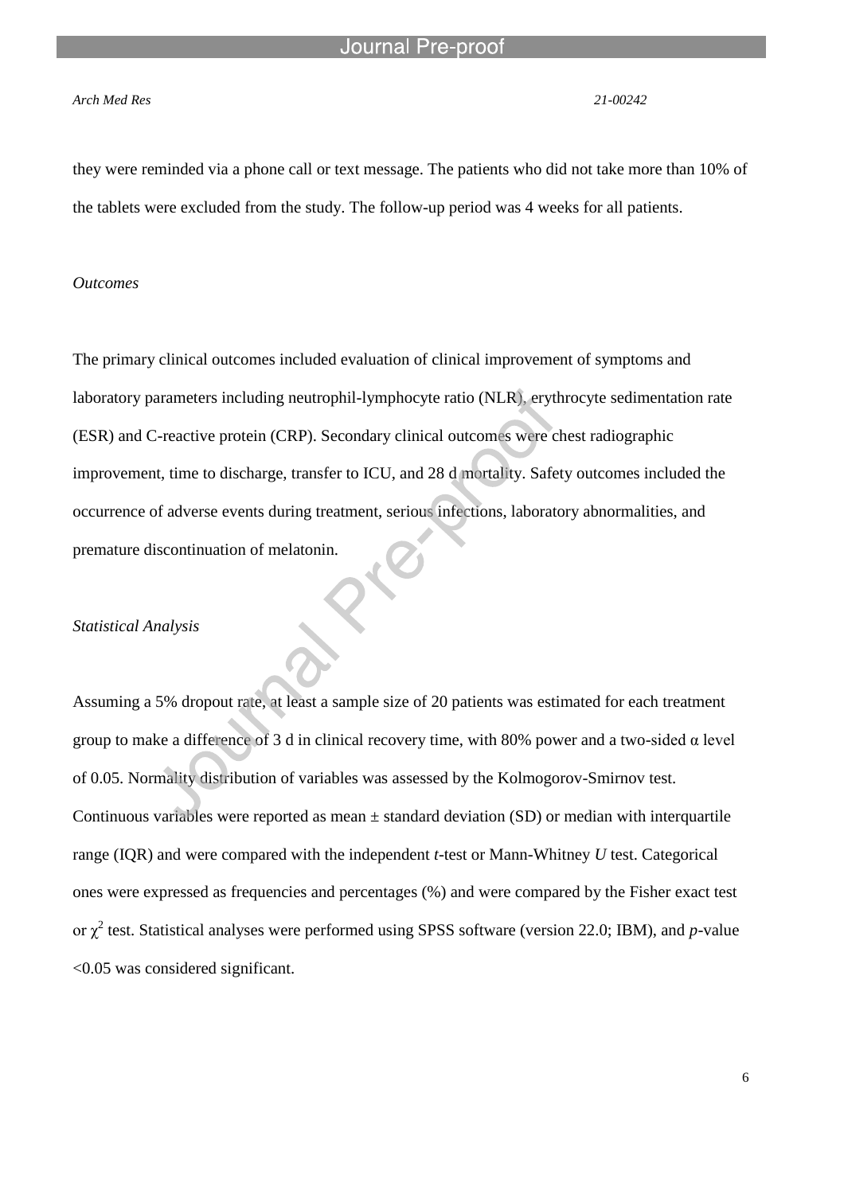they were reminded via a phone call or text message. The patients who did not take more than 10% of the tablets were excluded from the study. The follow-up period was 4 weeks for all patients.

*Outcomes*

The primary clinical outcomes included evaluation of clinical improvement of symptoms and laboratory parameters including neutrophil-lymphocyte ratio (NLR), erythrocyte sedimentation rate (ESR) and C-reactive protein (CRP). Secondary clinical outcomes were chest radiographic improvement, time to discharge, transfer to ICU, and 28 d mortality. Safety outcomes included the occurrence of adverse events during treatment, serious infections, laboratory abnormalities, and premature discontinuation of melatonin.

*Statistical Analysis*

Assuming a 5% dropout rate, at least a sample size of 20 patients was estimated for each treatment group to make a difference of 3 d in clinical recovery time, with 80% power and a two-sided $\alpha$ level of 0.05. Normality distribution of variables was assessed by the Kolmogorov-Smirnov test. Continuous variables were reported as mean ± standard deviation (SD) or median with interquartile range (IQR) and were compared with the independent *t*-test or Mann-Whitney *U* test. Categorical ones were expressed as frequencies and percentages (%) and were compared by the Fisher exact test or $\chi^2$ test. Statistical analyses were performed using SPSS software (version 22.0; IBM), and *p*-value <0.05 was considered significant.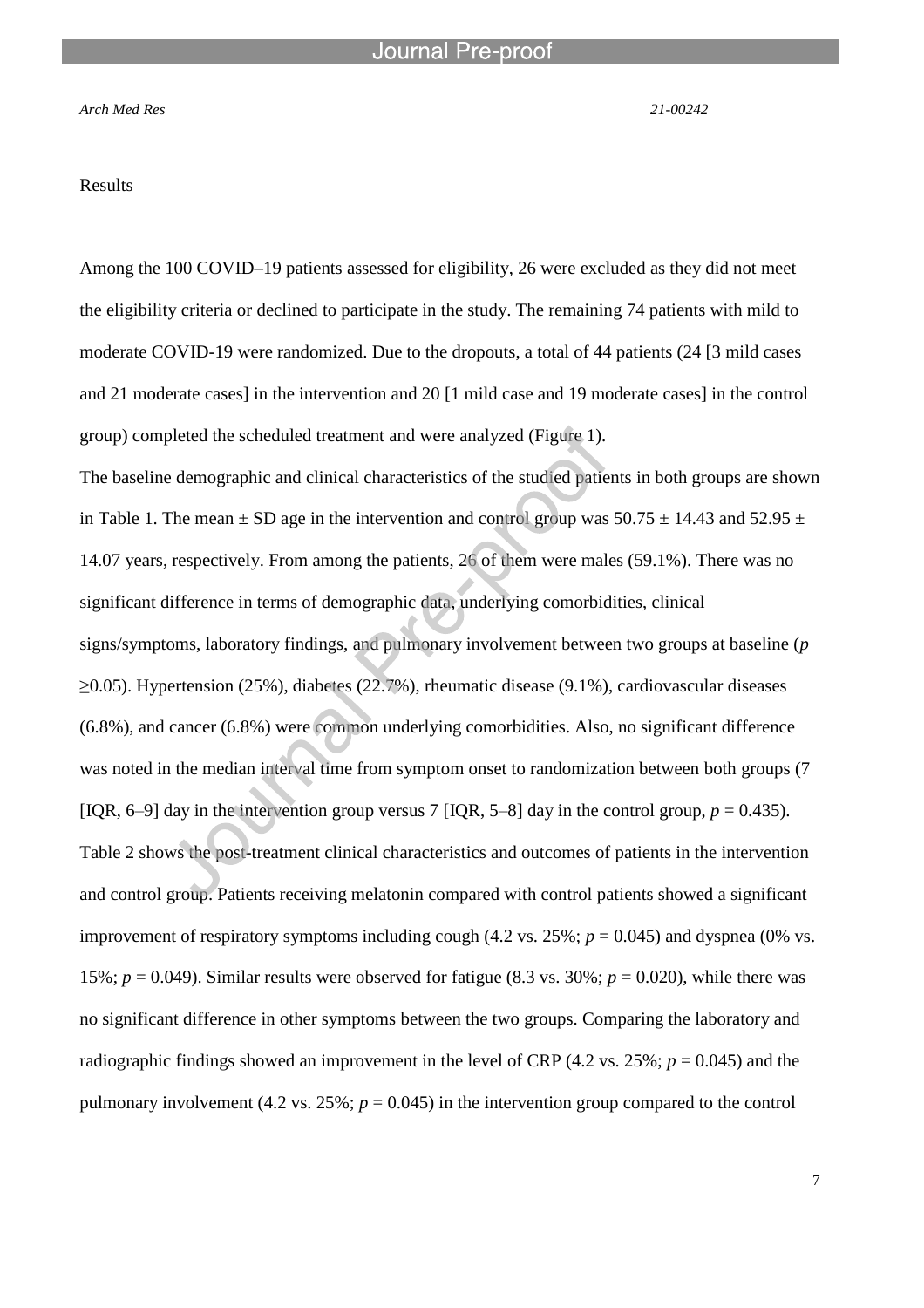Results

Among the 100 COVID–19 patients assessed for eligibility, 26 were excluded as they did not meet the eligibility criteria or declined to participate in the study. The remaining 74 patients with mild to moderate COVID-19 were randomized. Due to the dropouts, a total of 44 patients (24 [3 mild cases and 21 moderate cases] in the intervention and 20 [1 mild case and 19 moderate cases] in the control group) completed the scheduled treatment and were analyzed (Figure 1).

The baseline demographic and clinical characteristics of the studied patients in both groups are shown in Table 1. The mean ± SD age in the intervention and control group was 50.75 ± 14.43 and 52.95 ± 14.07 years, respectively. From among the patients, 26 of them were males (59.1%). There was no significant difference in terms of demographic data, underlying comorbidities, clinical signs/symptoms, laboratory findings, and pulmonary involvement between two groups at baseline ($p \geq 0.05$). Hypertension (25%), diabetes (22.7%), rheumatic disease (9.1%), cardiovascular diseases (6.8%), and cancer (6.8%) were common underlying comorbidities. Also, no significant difference was noted in the median interval time from symptom onset to randomization between both groups (7 [IQR, 6–9] day in the intervention group versus 7 [IQR, 5–8] day in the control group, $p = 0.435$).

Table 2 shows the post-treatment clinical characteristics and outcomes of patients in the intervention and control group. Patients receiving melatonin compared with control patients showed a significant improvement of respiratory symptoms including cough (4.2 vs. 25%; $p = 0.045$) and dyspnea (0% vs. 15%; $p = 0.049$). Similar results were observed for fatigue (8.3 vs. 30%; $p = 0.020$), while there was no significant difference in other symptoms between the two groups. Comparing the laboratory and radiographic findings showed an improvement in the level of CRP (4.2 vs. 25%; $p = 0.045$) and the pulmonary involvement (4.2 vs. 25%; $p = 0.045$) in the intervention group compared to the control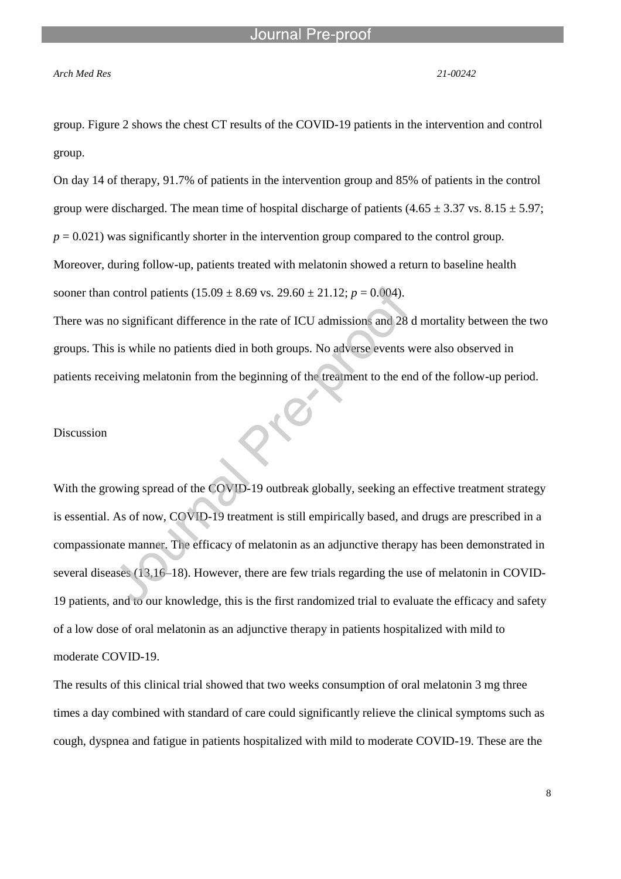group. Figure 2 shows the chest CT results of the COVID-19 patients in the intervention and control group.

On day 14 of therapy, 91.7% of patients in the intervention group and 85% of patients in the control group were discharged. The mean time of hospital discharge of patients ($4.65 \pm 3.37$ vs. $8.15 \pm 5.97$; $p = 0.021$) was significantly shorter in the intervention group compared to the control group. Moreover, during follow-up, patients treated with melatonin showed a return to baseline health sooner than control patients ($15.09 \pm 8.69$ vs. $29.60 \pm 21.12$; $p = 0.004$).

There was no significant difference in the rate of ICU admissions and 28 d mortality between the two groups. This is while no patients died in both groups. No adverse events were also observed in patients receiving melatonin from the beginning of the treatment to the end of the follow-up period.

## Discussion

With the growing spread of the COVID-19 outbreak globally, seeking an effective treatment strategy is essential. As of now, COVID-19 treatment is still empirically based, and drugs are prescribed in a compassionate manner. The efficacy of melatonin as an adjunctive therapy has been demonstrated in several diseases (13,16–18). However, there are few trials regarding the use of melatonin in COVID-19 patients, and to our knowledge, this is the first randomized trial to evaluate the efficacy and safety of a low dose of oral melatonin as an adjunctive therapy in patients hospitalized with mild to moderate COVID-19.

The results of this clinical trial showed that two weeks consumption of oral melatonin 3 mg three times a day combined with standard of care could significantly relieve the clinical symptoms such as cough, dyspnea and fatigue in patients hospitalized with mild to moderate COVID-19. These are the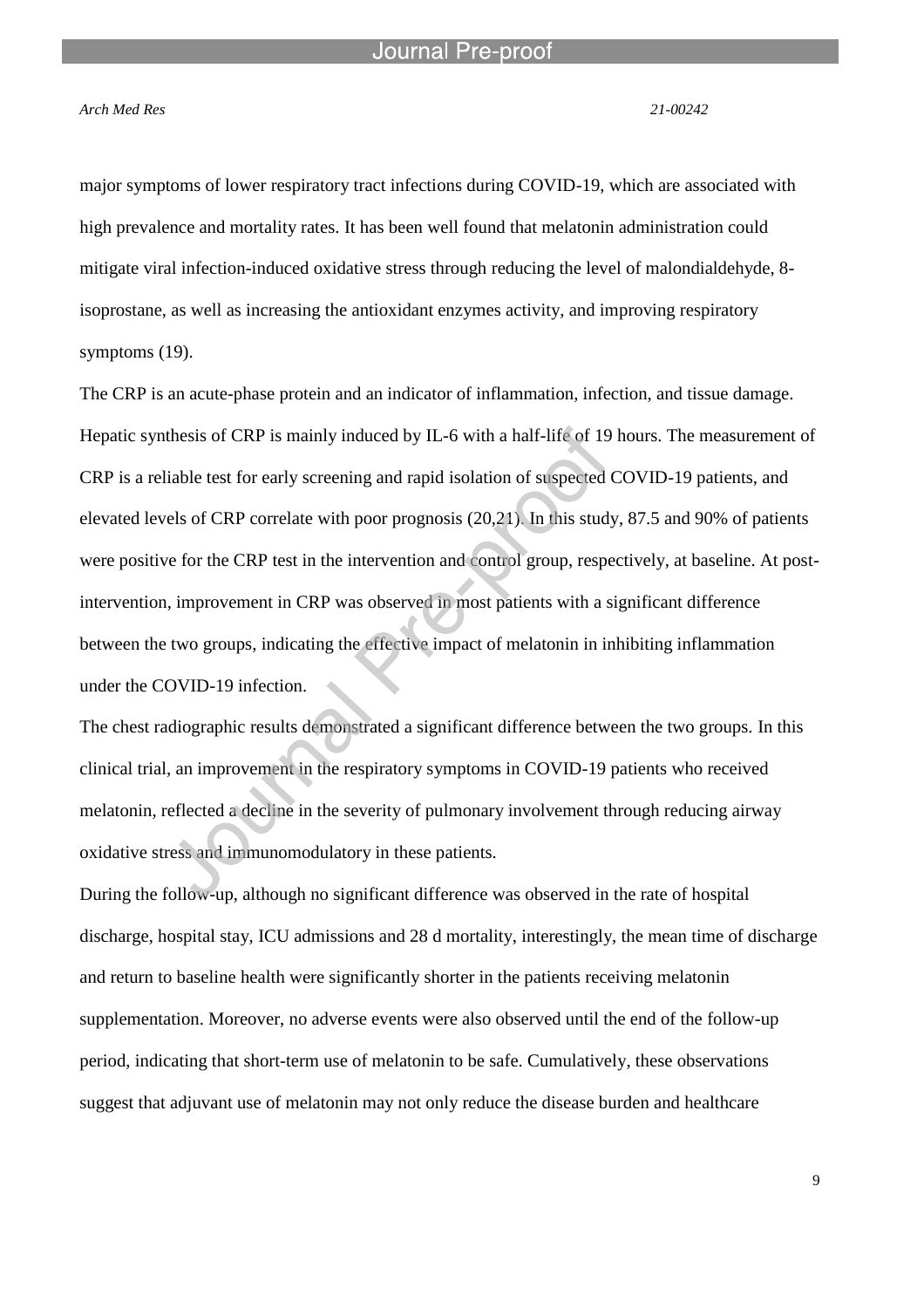major symptoms of lower respiratory tract infections during COVID-19, which are associated with high prevalence and mortality rates. It has been well found that melatonin administration could mitigate viral infection-induced oxidative stress through reducing the level of malondialdehyde, 8-isoprostane, as well as increasing the antioxidant enzymes activity, and improving respiratory symptoms (19).

The CRP is an acute-phase protein and an indicator of inflammation, infection, and tissue damage. Hepatic synthesis of CRP is mainly induced by IL-6 with a half-life of 19 hours. The measurement of CRP is a reliable test for early screening and rapid isolation of suspected COVID-19 patients, and elevated levels of CRP correlate with poor prognosis (20,21). In this study, 87.5 and 90% of patients were positive for the CRP test in the intervention and control group, respectively, at baseline. At post-intervention, improvement in CRP was observed in most patients with a significant difference between the two groups, indicating the effective impact of melatonin in inhibiting inflammation under the COVID-19 infection.

The chest radiographic results demonstrated a significant difference between the two groups. In this clinical trial, an improvement in the respiratory symptoms in COVID-19 patients who received melatonin, reflected a decline in the severity of pulmonary involvement through reducing airway oxidative stress and immunomodulatory in these patients.

During the follow-up, although no significant difference was observed in the rate of hospital discharge, hospital stay, ICU admissions and 28 d mortality, interestingly, the mean time of discharge and return to baseline health were significantly shorter in the patients receiving melatonin supplementation. Moreover, no adverse events were also observed until the end of the follow-up period, indicating that short-term use of melatonin to be safe. Cumulatively, these observations suggest that adjuvant use of melatonin may not only reduce the disease burden and healthcare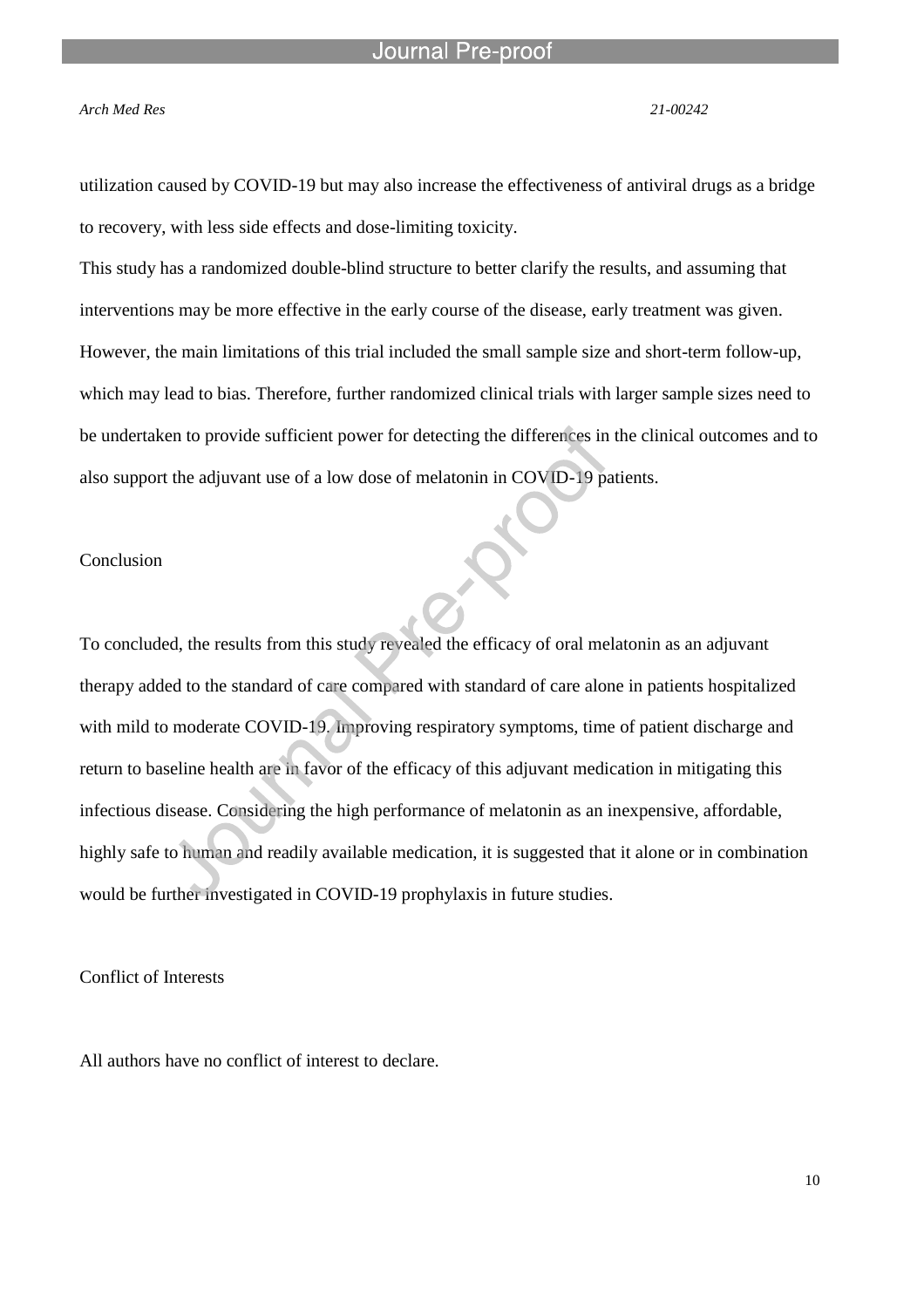utilization caused by COVID-19 but may also increase the effectiveness of antiviral drugs as a bridge to recovery, with less side effects and dose-limiting toxicity.

This study has a randomized double-blind structure to better clarify the results, and assuming that interventions may be more effective in the early course of the disease, early treatment was given. However, the main limitations of this trial included the small sample size and short-term follow-up, which may lead to bias. Therefore, further randomized clinical trials with larger sample sizes need to be undertaken to provide sufficient power for detecting the differences in the clinical outcomes and to also support the adjuvant use of a low dose of melatonin in COVID-19 patients.

## Conclusion

To concluded, the results from this study revealed the efficacy of oral melatonin as an adjuvant therapy added to the standard of care compared with standard of care alone in patients hospitalized with mild to moderate COVID-19. Improving respiratory symptoms, time of patient discharge and return to baseline health are in favor of the efficacy of this adjuvant medication in mitigating this infectious disease. Considering the high performance of melatonin as an inexpensive, affordable, highly safe to human and readily available medication, it is suggested that it alone or in combination would be further investigated in COVID-19 prophylaxis in future studies.

## Conflict of Interests

All authors have no conflict of interest to declare.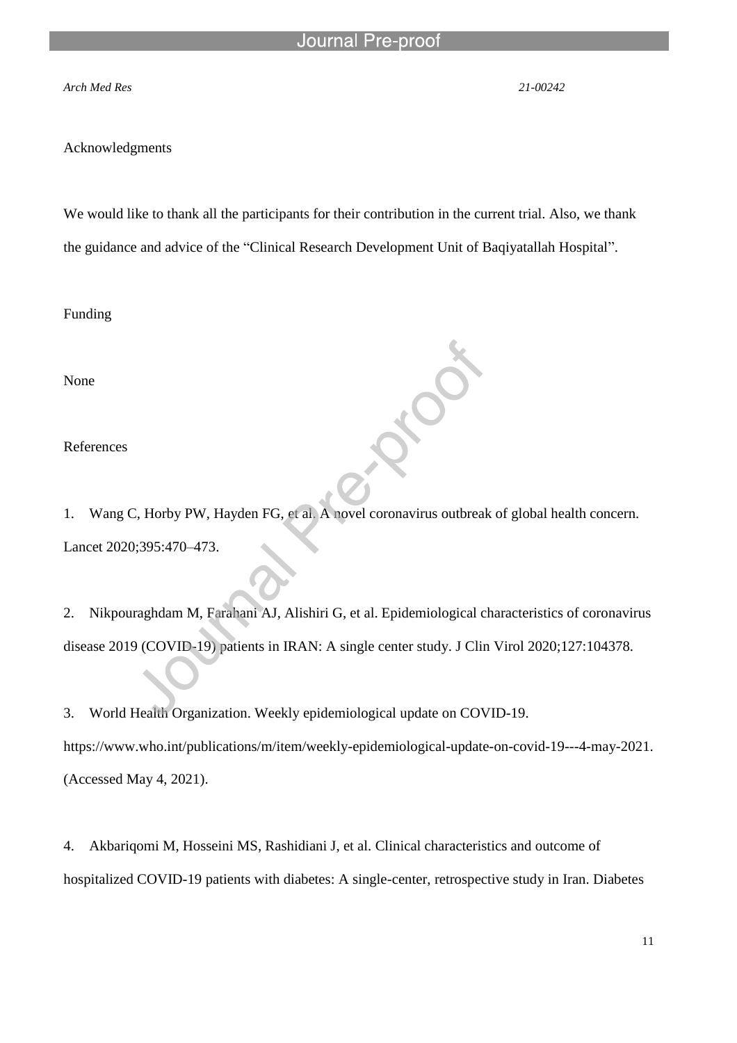## Acknowledgments

We would like to thank all the participants for their contribution in the current trial. Also, we thank the guidance and advice of the "Clinical Research Development Unit of Baqiyatallah Hospital".

## Funding

None

## References

1. Wang C, Horby PW, Hayden FG, et al. A novel coronavirus outbreak of global health concern. Lancet 2020;395:470–473.

2. Nikpouraghdam M, Farahani AJ, Alishiri G, et al. Epidemiological characteristics of coronavirus disease 2019 (COVID-19) patients in IRAN: A single center study. J Clin Virol 2020;127:104378.

3. World Health Organization. Weekly epidemiological update on COVID-19. https://www.who.int/publications/m/item/weekly-epidemiological-update-on-covid-19---4-may-2021. (Accessed May 4, 2021).

4. Akbariqomi M, Hosseini MS, Rashidiani J, et al. Clinical characteristics and outcome of hospitalized COVID-19 patients with diabetes: A single-center, retrospective study in Iran. Diabetes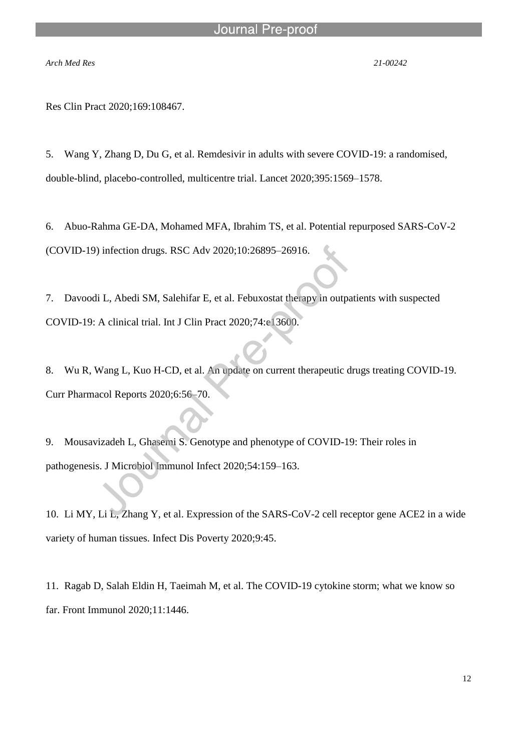Res Clin Pract 2020;169:108467.

5. Wang Y, Zhang D, Du G, et al. Remdesivir in adults with severe COVID-19: a randomised, double-blind, placebo-controlled, multicentre trial. Lancet 2020;395:1569–1578.

6. Abuo-Rahma GE-DA, Mohamed MFA, Ibrahim TS, et al. Potential repurposed SARS-CoV-2 (COVID-19) infection drugs. RSC Adv 2020;10:26895–26916.

7. Davoodi L, Abedi SM, Salehifar E, et al. Febuxostat therapy in outpatients with suspected COVID-19: A clinical trial. Int J Clin Pract 2020;74:e13600.

8. Wu R, Wang L, Kuo H-CD, et al. An update on current therapeutic drugs treating COVID-19. Curr Pharmacol Reports 2020;6:56–70.

9. Mousavizadeh L, Ghasemi S. Genotype and phenotype of COVID-19: Their roles in pathogenesis. J Microbiol Immunol Infect 2020;54:159–163.

10. Li MY, Li L, Zhang Y, et al. Expression of the SARS-CoV-2 cell receptor gene ACE2 in a wide variety of human tissues. Infect Dis Poverty 2020;9:45.

11. Ragab D, Salah Eldin H, Taeimah M, et al. The COVID-19 cytokine storm; what we know so far. Front Immunol 2020;11:1446.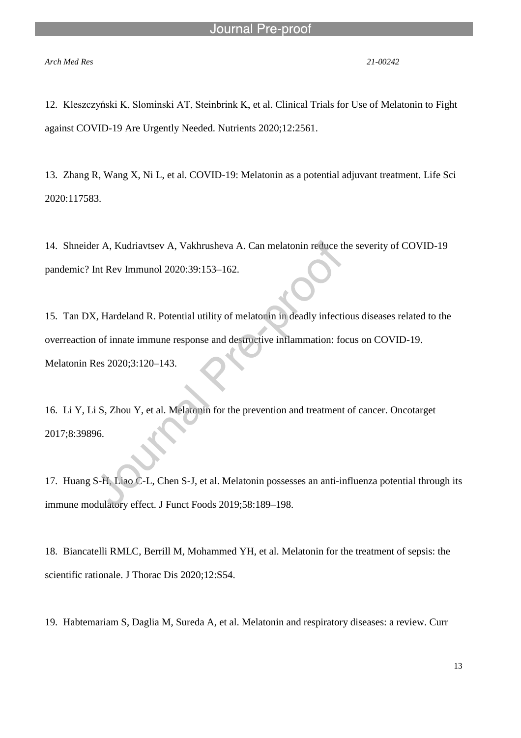12. Kleszczyński K, Slominski AT, Steinbrink K, et al. Clinical Trials for Use of Melatonin to Fight against COVID-19 Are Urgently Needed. Nutrients 2020;12:2561.

13. Zhang R, Wang X, Ni L, et al. COVID-19: Melatonin as a potential adjuvant treatment. Life Sci 2020:117583.

14. Shneider A, Kudriavtsev A, Vakhrusheva A. Can melatonin reduce the severity of COVID-19 pandemic? Int Rev Immunol 2020:39:153–162.

15. Tan DX, Hardeland R. Potential utility of melatonin in deadly infectious diseases related to the overreaction of innate immune response and destructive inflammation: focus on COVID-19. Melatonin Res 2020;3:120–143.

16. Li Y, Li S, Zhou Y, et al. Melatonin for the prevention and treatment of cancer. Oncotarget 2017;8:39896.

17. Huang S-H, Liao C-L, Chen S-J, et al. Melatonin possesses an anti-influenza potential through its immune modulatory effect. J Funct Foods 2019;58:189–198.

18. Biancatelli RMLC, Berrill M, Mohammed YH, et al. Melatonin for the treatment of sepsis: the scientific rationale. J Thorac Dis 2020;12:S54.

19. Habtemariam S, Daglia M, Sureda A, et al. Melatonin and respiratory diseases: a review. Curr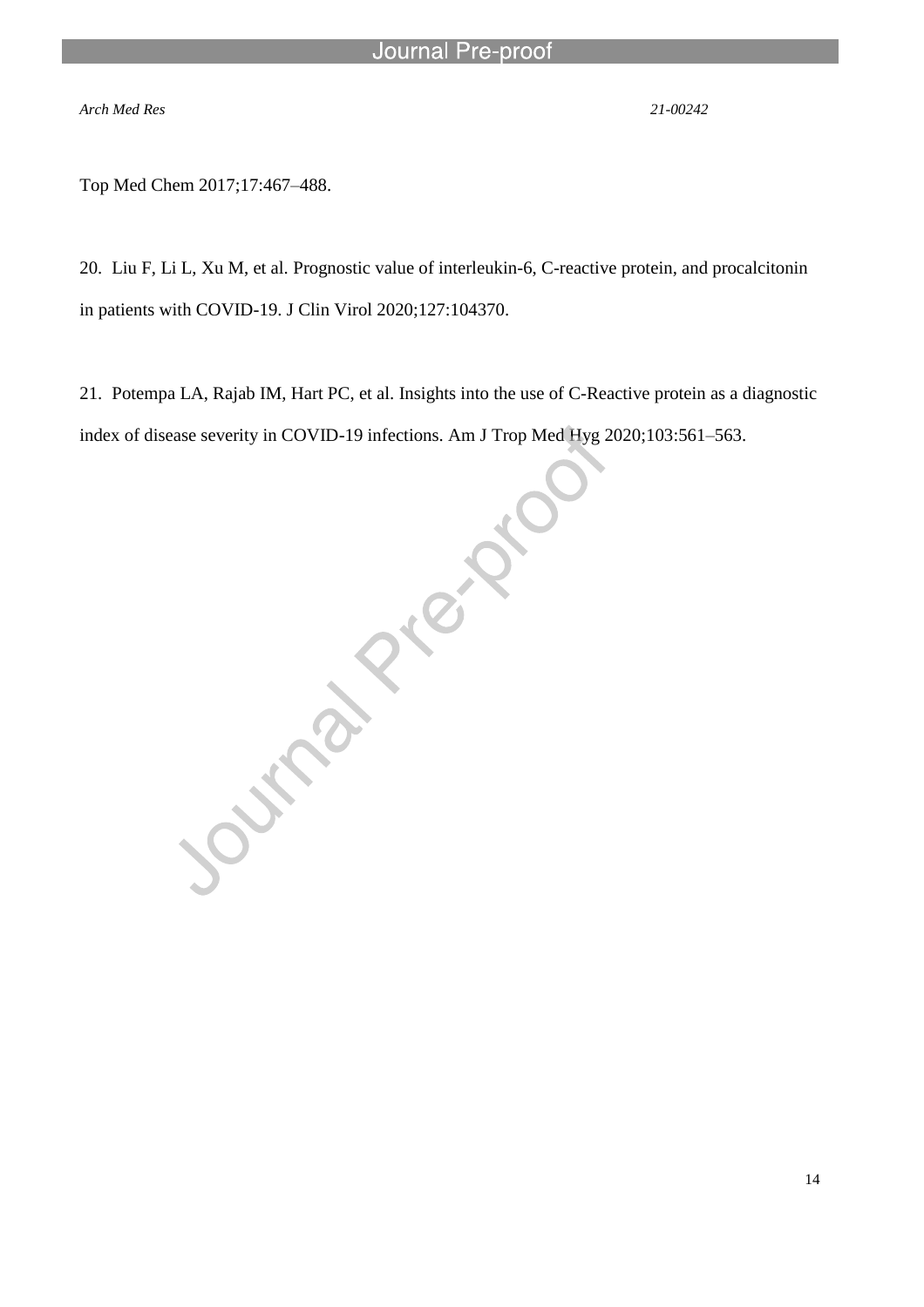Top Med Chem 2017;17:467–488.

20. Liu F, Li L, Xu M, et al. Prognostic value of interleukin-6, C-reactive protein, and procalcitonin in patients with COVID-19. J Clin Virol 2020;127:104370.

21. Potempa LA, Rajab IM, Hart PC, et al. Insights into the use of C-Reactive protein as a diagnostic index of disease severity in COVID-19 infections. Am J Trop Med Hyg 2020;103:561–563.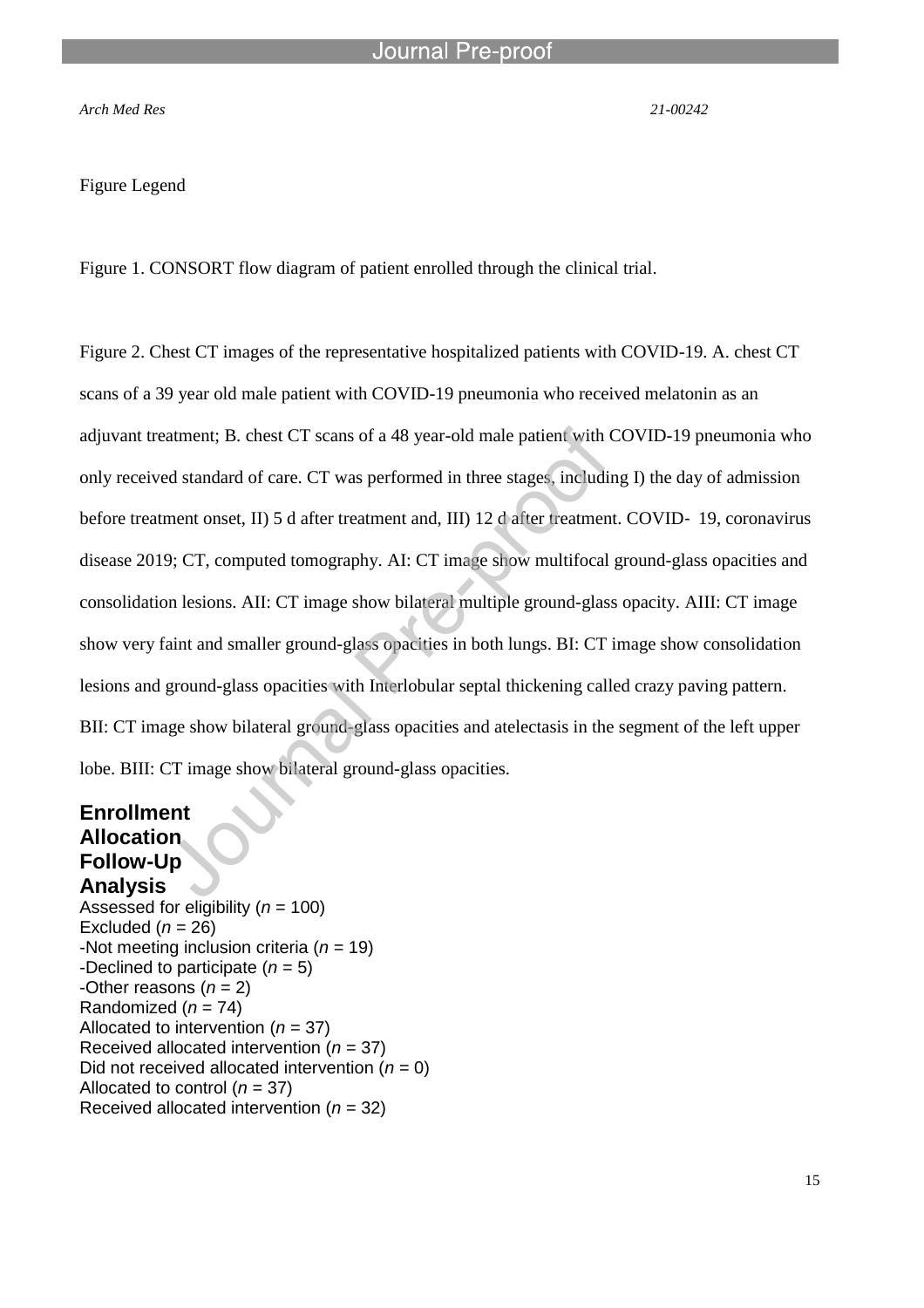Figure Legend

Figure 1. CONSORT flow diagram of patient enrolled through the clinical trial.

Figure 2. Chest CT images of the representative hospitalized patients with COVID-19. A. chest CT scans of a 39 year old male patient with COVID-19 pneumonia who received melatonin as an adjuvant treatment; B. chest CT scans of a 48 year-old male patient with COVID-19 pneumonia who only received standard of care. CT was performed in three stages, including I) the day of admission before treatment onset, II) 5 d after treatment and, III) 12 d after treatment. COVID- 19, coronavirus disease 2019; CT, computed tomography. AI: CT image show multifocal ground-glass opacities and consolidation lesions. AII: CT image show bilateral multiple ground-glass opacity. AIII: CT image show very faint and smaller ground-glass opacities in both lungs. BI: CT image show consolidation lesions and ground-glass opacities with Interlobular septal thickening called crazy paving pattern. BII: CT image show bilateral ground-glass opacities and atelectasis in the segment of the left upper lobe. BIII: CT image show bilateral ground-glass opacities.

**Enrollment**
**Allocation**
**Follow-Up**
**Analysis**

Assessed for eligibility (*n* = 100)
Excluded (*n* = 26)
-Not meeting inclusion criteria (*n* = 19)
-Declined to participate (*n* = 5)
-Other reasons (*n* = 2)
Randomized (*n* = 74)
Allocated to intervention (*n* = 37)
Received allocated intervention (*n* = 37)
Did not received allocated intervention (*n* = 0)
Allocated to control (*n* = 37)
Received allocated intervention (*n* = 32)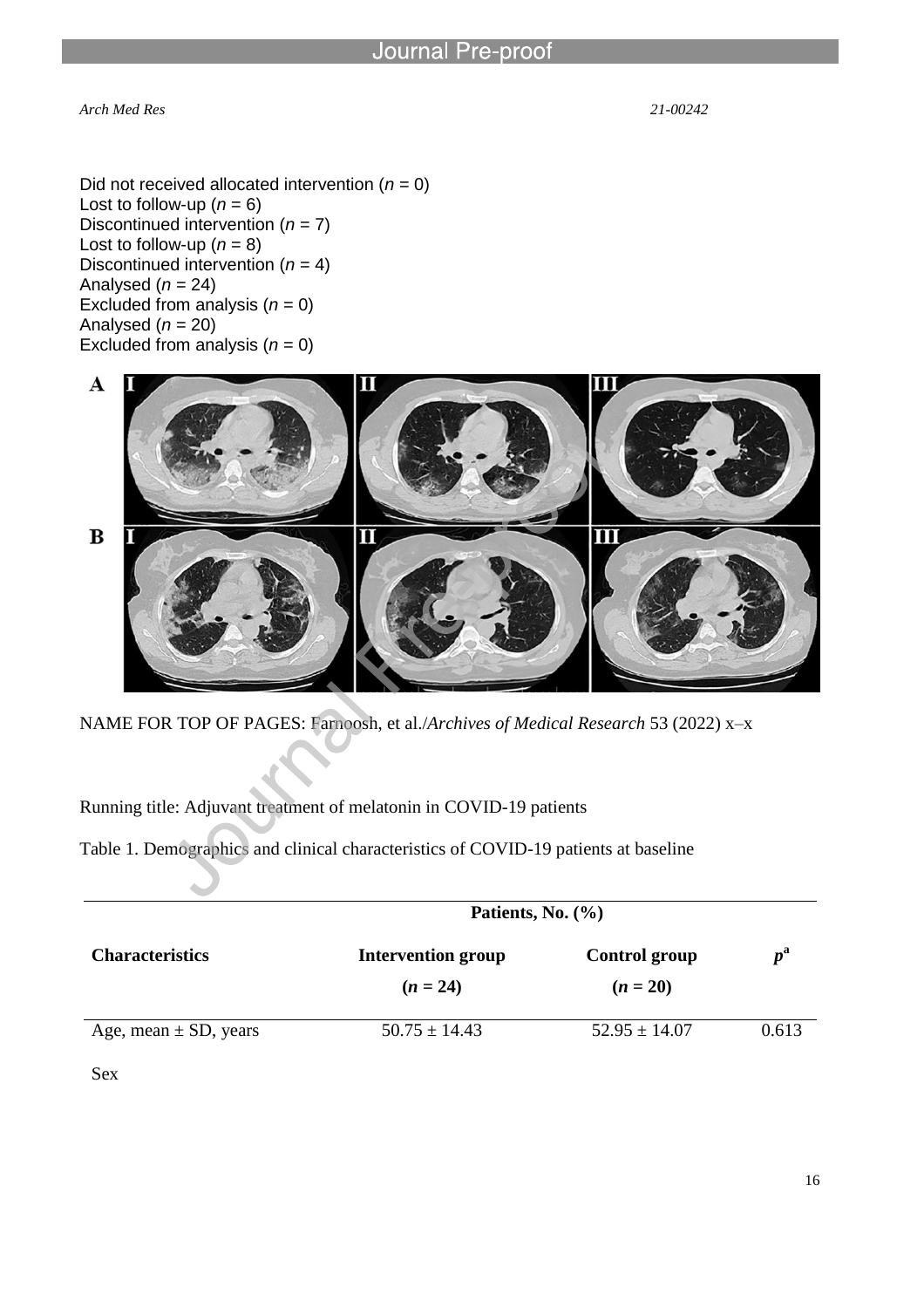Did not received allocated intervention ($n$ = 0)
Lost to follow-up ($n$ = 6)
Discontinued intervention ($n$ = 7)
Lost to follow-up ($n$ = 8)
Discontinued intervention ($n$ = 4)
Analysed ($n$ = 24)
Excluded from analysis ($n$ = 0)
Analysed ($n$ = 20)
Excluded from analysis ($n$ = 0)

NAME FOR TOP OF PAGES: Farnoosh, et al./*Archives of Medical Research* 53 (2022) x–x

Running title: Adjuvant treatment of melatonin in COVID-19 patients

Table 1. Demographics and clinical characteristics of COVID-19 patients at baseline

| | Patients, No. (%) | | |
|---|---|---|---|
| **Characteristics** | **Intervention group ($n$ = 24)** | **Control group ($n$ = 20)** | $p$[a] |
| Age, mean ± SD, years | 50.75 ± 14.43 | 52.95 ± 14.07 | 0.613 |
| Sex | | | |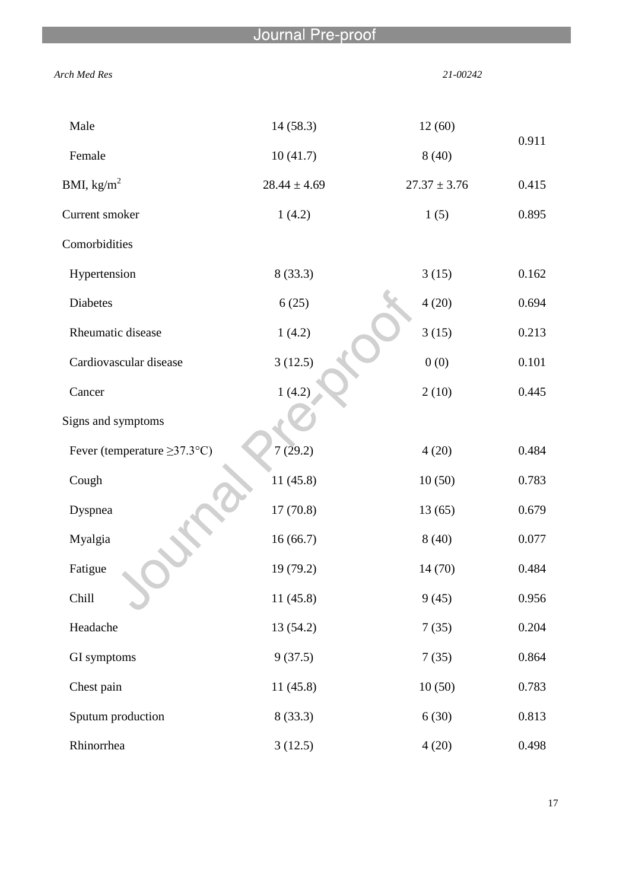| | | | |
|---|---|---|---|
| Male | 14 (58.3) | 12 (60) | 0.911 |
| Female | 10 (41.7) | 8 (40) | |
| BMI, kg/m$^2$ | 28.44 ± 4.69 | 27.37 ± 3.76 | 0.415 |
| Current smoker | 1 (4.2) | 1 (5) | 0.895 |
| Comorbidities | | | |
| Hypertension | 8 (33.3) | 3 (15) | 0.162 |
| Diabetes | 6 (25) | 4 (20) | 0.694 |
| Rheumatic disease | 1 (4.2) | 3 (15) | 0.213 |
| Cardiovascular disease | 3 (12.5) | 0 (0) | 0.101 |
| Cancer | 1 (4.2) | 2 (10) | 0.445 |
| Signs and symptoms | | | |
| Fever (temperature ≥37.3°C) | 7 (29.2) | 4 (20) | 0.484 |
| Cough | 11 (45.8) | 10 (50) | 0.783 |
| Dyspnea | 17 (70.8) | 13 (65) | 0.679 |
| Myalgia | 16 (66.7) | 8 (40) | 0.077 |
| Fatigue | 19 (79.2) | 14 (70) | 0.484 |
| Chill | 11 (45.8) | 9 (45) | 0.956 |
| Headache | 13 (54.2) | 7 (35) | 0.204 |
| GI symptoms | 9 (37.5) | 7 (35) | 0.864 |
| Chest pain | 11 (45.8) | 10 (50) | 0.783 |
| Sputum production | 8 (33.3) | 6 (30) | 0.813 |
| Rhinorrhea | 3 (12.5) | 4 (20) | 0.498 |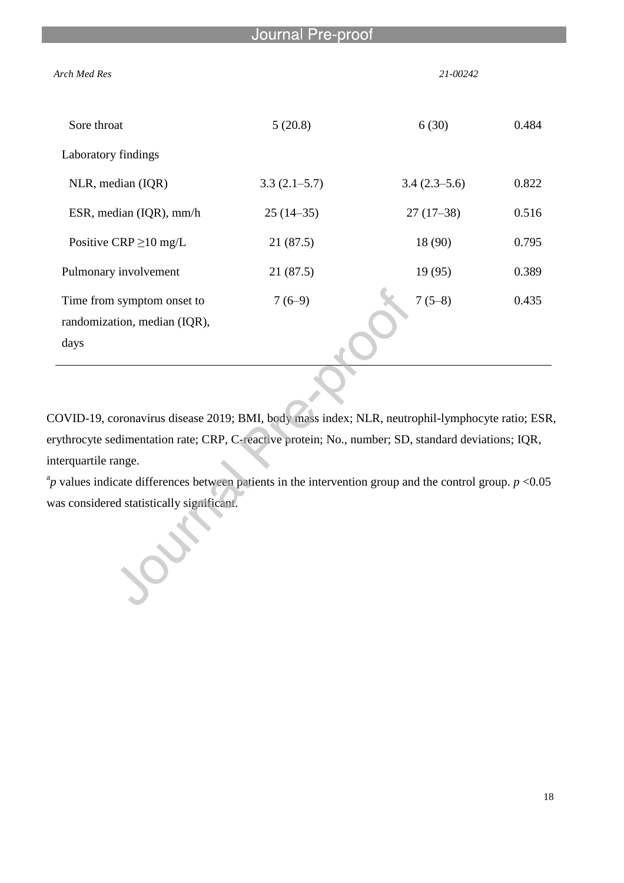| | | | |
|---|---|---|---|
| Sore throat | 5 (20.8) | 6 (30) | 0.484 |
| Laboratory findings | | | |
| NLR, median (IQR) | 3.3 (2.1–5.7) | 3.4 (2.3–5.6) | 0.822 |
| ESR, median (IQR), mm/h | 25 (14–35) | 27 (17–38) | 0.516 |
| Positive CRP ≥10 mg/L | 21 (87.5) | 18 (90) | 0.795 |
| Pulmonary involvement | 21 (87.5) | 19 (95) | 0.389 |
| Time from symptom onset to randomization, median (IQR), days | 7 (6–9) | 7 (5–8) | 0.435 |

COVID-19, coronavirus disease 2019; BMI, body mass index; NLR, neutrophil-lymphocyte ratio; ESR, erythrocyte sedimentation rate; CRP, C-reactive protein; No., number; SD, standard deviations; IQR, interquartile range.

[a] *p* values indicate differences between patients in the intervention group and the control group. $p < 0.05$ was considered statistically significant.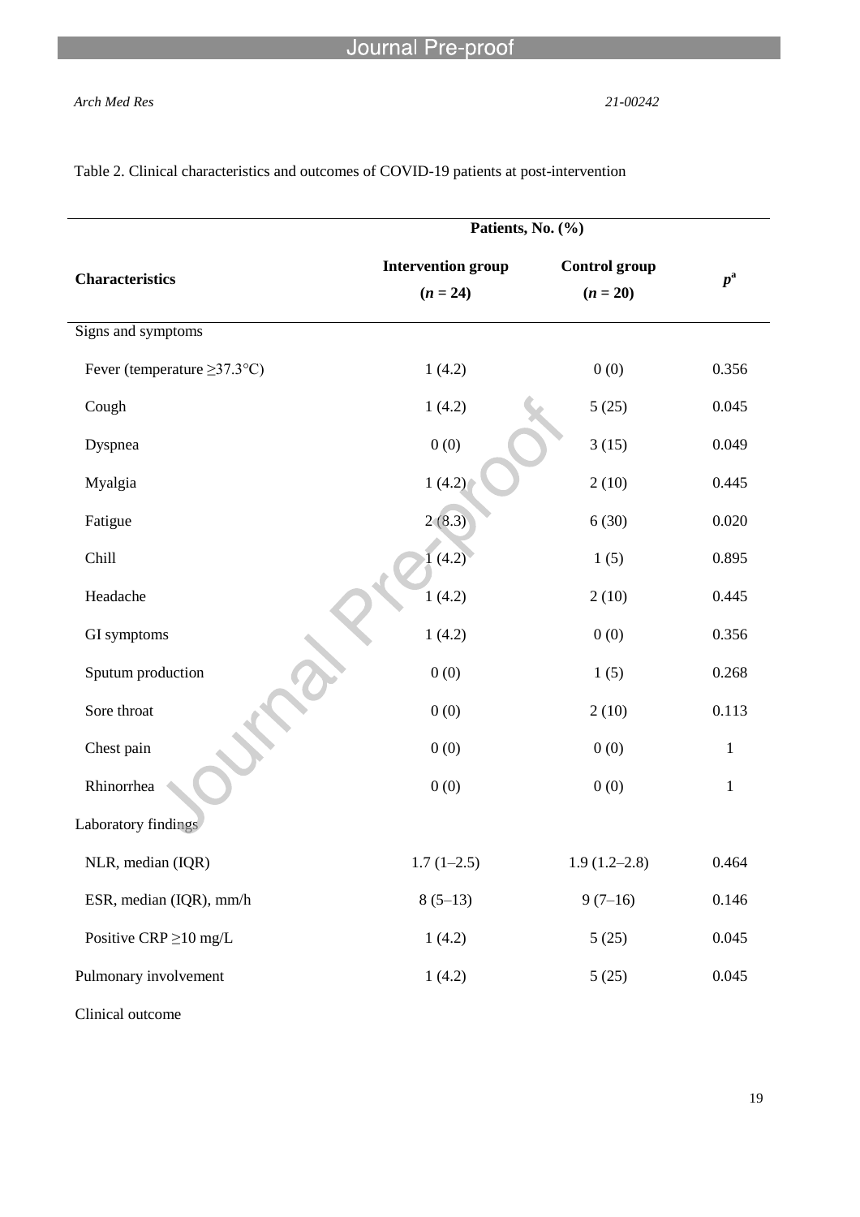Table 2. Clinical characteristics and outcomes of COVID-19 patients at post-intervention

| Characteristics | Patients, No. (%) | | |
|---|---|---|---|
| | **Intervention group ($n$ = 24)** | **Control group ($n$ = 20)** | $p$[a] |
| Signs and symptoms | | | |
| Fever (temperature ≥37.3°C) | 1 (4.2) | 0 (0) | 0.356 |
| Cough | 1 (4.2) | 5 (25) | 0.045 |
| Dyspnea | 0 (0) | 3 (15) | 0.049 |
| Myalgia | 1 (4.2) | 2 (10) | 0.445 |
| Fatigue | 2 (8.3) | 6 (30) | 0.020 |
| Chill | 1 (4.2) | 1 (5) | 0.895 |
| Headache | 1 (4.2) | 2 (10) | 0.445 |
| GI symptoms | 1 (4.2) | 0 (0) | 0.356 |
| Sputum production | 0 (0) | 1 (5) | 0.268 |
| Sore throat | 0 (0) | 2 (10) | 0.113 |
| Chest pain | 0 (0) | 0 (0) | 1 |
| Rhinorrhea | 0 (0) | 0 (0) | 1 |
| Laboratory findings | | | |
| NLR, median (IQR) | 1.7 (1–2.5) | 1.9 (1.2–2.8) | 0.464 |
| ESR, median (IQR), mm/h | 8 (5–13) | 9 (7–16) | 0.146 |
| Positive CRP ≥10 mg/L | 1 (4.2) | 5 (25) | 0.045 |
| Pulmonary involvement | 1 (4.2) | 5 (25) | 0.045 |
| Clinical outcome | | | |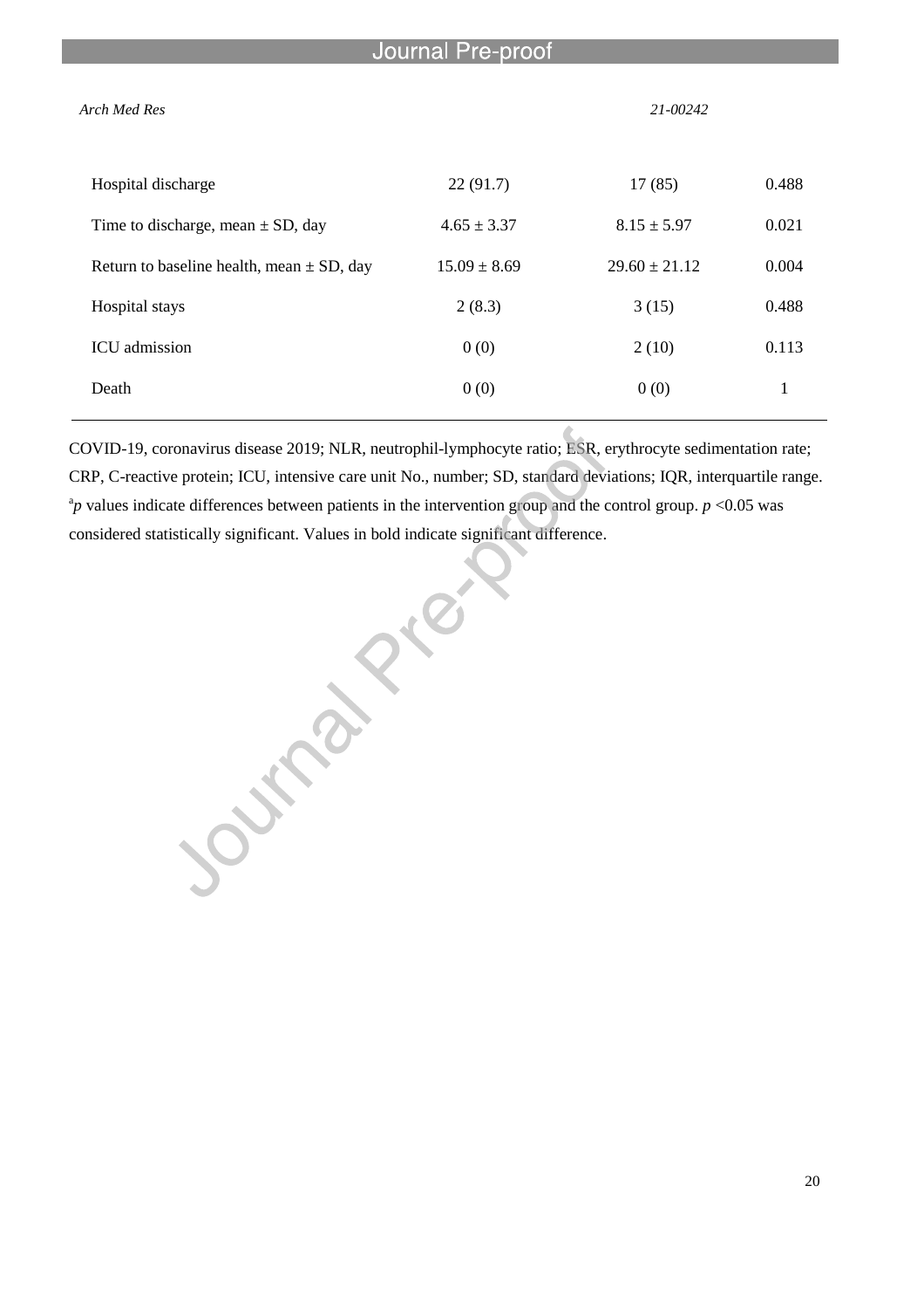| | | | |
|---|---|---|---|
| Hospital discharge | 22 (91.7) | 17 (85) | 0.488 |
| Time to discharge, mean ± SD, day | 4.65 ± 3.37 | 8.15 ± 5.97 | 0.021 |
| Return to baseline health, mean ± SD, day | 15.09 ± 8.69 | 29.60 ± 21.12 | 0.004 |
| Hospital stays | 2 (8.3) | 3 (15) | 0.488 |
| ICU admission | 0 (0) | 2 (10) | 0.113 |
| Death | 0 (0) | 0 (0) | 1 |

COVID-19, coronavirus disease 2019; NLR, neutrophil-lymphocyte ratio; ESR, erythrocyte sedimentation rate; CRP, C-reactive protein; ICU, intensive care unit No., number; SD, standard deviations; IQR, interquartile range. [a]*p* values indicate differences between patients in the intervention group and the control group. $p < 0.05$ was considered statistically significant. Values in bold indicate significant difference.